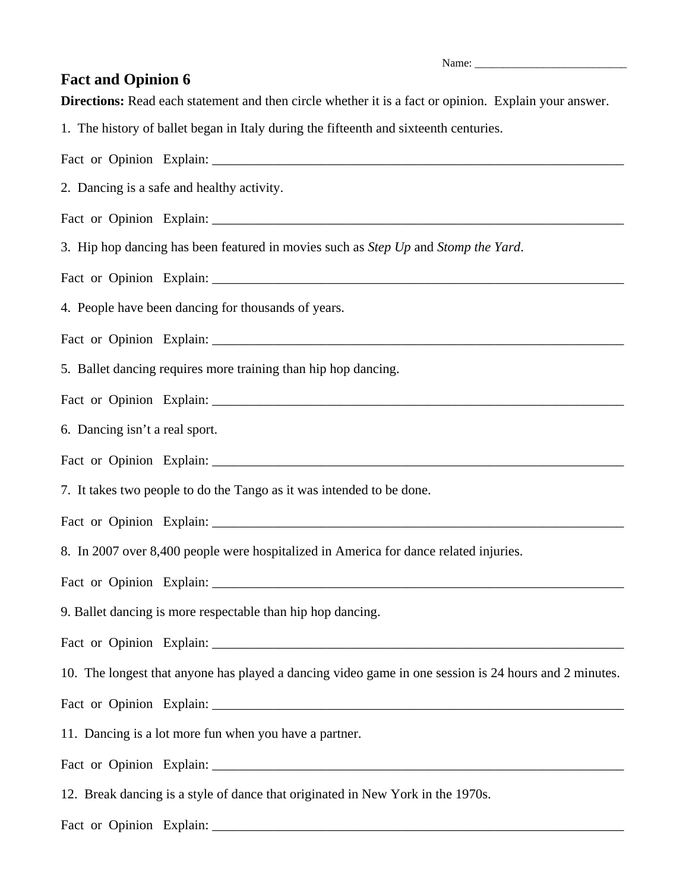Name: ___________________________

# Fact and Opinion 6

**Directions:** Read each statement and then circle whether it is a fact or opinion. Explain your answer.

1. The history of ballet began in Italy during the fifteenth and sixteenth centuries.

Fact or Opinion Explain: _________________________________________________________________

2. Dancing is a safe and healthy activity.

Fact or Opinion Explain: _________________________________________________________________

3. Hip hop dancing has been featured in movies such as *Step Up* and *Stomp the Yard*.

Fact or Opinion Explain: _________________________________________________________________

4. People have been dancing for thousands of years.

Fact or Opinion Explain: _________________________________________________________________

5. Ballet dancing requires more training than hip hop dancing.

Fact or Opinion Explain: _________________________________________________________________

6. Dancing isn't a real sport.

Fact or Opinion Explain: _________________________________________________________________

7. It takes two people to do the Tango as it was intended to be done.

Fact or Opinion Explain: _________________________________________________________________

8. In 2007 over 8,400 people were hospitalized in America for dance related injuries.

Fact or Opinion Explain: _________________________________________________________________

9. Ballet dancing is more respectable than hip hop dancing.

Fact or Opinion Explain: _________________________________________________________________

10. The longest that anyone has played a dancing video game in one session is 24 hours and 2 minutes.

Fact or Opinion Explain: _________________________________________________________________

11. Dancing is a lot more fun when you have a partner.

Fact or Opinion Explain: _________________________________________________________________

12. Break dancing is a style of dance that originated in New York in the 1970s.

Fact or Opinion Explain: _________________________________________________________________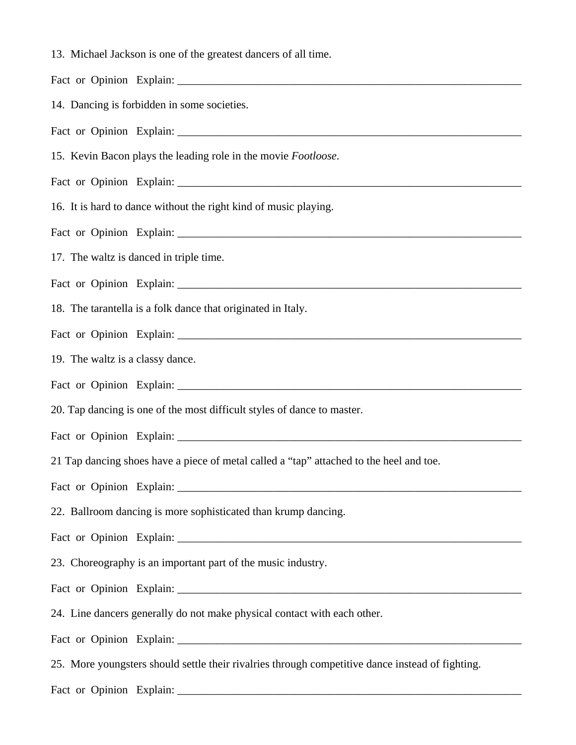13. Michael Jackson is one of the greatest dancers of all time.

Fact or Opinion Explain: ________________________________________________________________

14. Dancing is forbidden in some societies.

Fact or Opinion Explain: ________________________________________________________________

15. Kevin Bacon plays the leading role in the movie *Footloose*.

Fact or Opinion Explain: ________________________________________________________________

16. It is hard to dance without the right kind of music playing.

Fact or Opinion Explain: ________________________________________________________________

17. The waltz is danced in triple time.

Fact or Opinion Explain: ________________________________________________________________

18. The tarantella is a folk dance that originated in Italy.

Fact or Opinion Explain: ________________________________________________________________

19. The waltz is a classy dance.

Fact or Opinion Explain: ________________________________________________________________

20. Tap dancing is one of the most difficult styles of dance to master.

Fact or Opinion Explain: ________________________________________________________________

21 Tap dancing shoes have a piece of metal called a "tap" attached to the heel and toe.

Fact or Opinion Explain: ________________________________________________________________

22. Ballroom dancing is more sophisticated than krump dancing.

Fact or Opinion Explain: ________________________________________________________________

23. Choreography is an important part of the music industry.

Fact or Opinion Explain: ________________________________________________________________

24. Line dancers generally do not make physical contact with each other.

Fact or Opinion Explain: ________________________________________________________________

25. More youngsters should settle their rivalries through competitive dance instead of fighting.

Fact or Opinion Explain: ________________________________________________________________